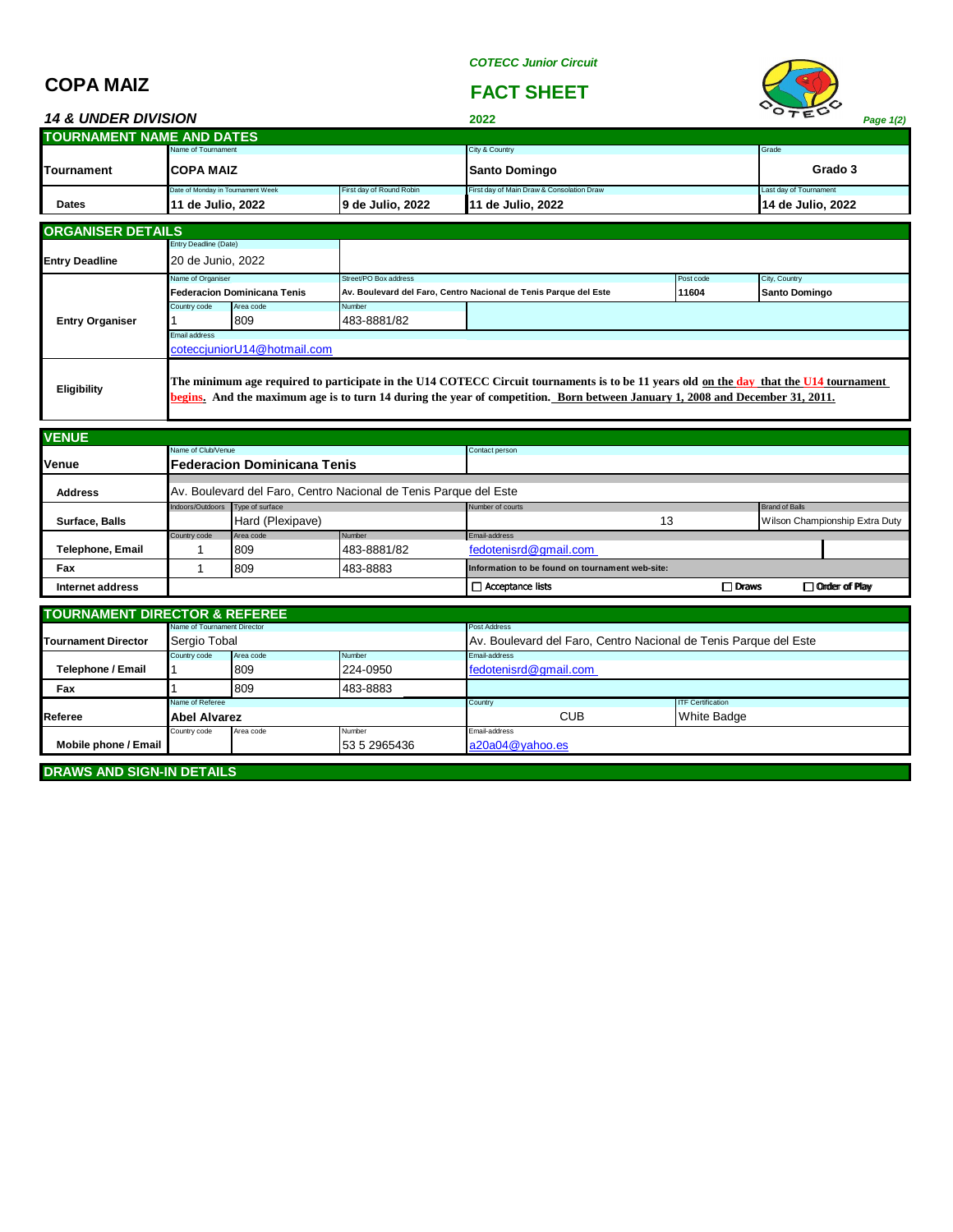# COPA MAIZ

*COTECC Junior Circuit*

## FACT SHEET

*14 & UNDER DIVISION*

2022

## TOURNAMENT NAME AND DATES

| | Name of Tournament | | City & Country | Grade |
|---|---|---|---|---|
| **Tournament** | **COPA MAIZ** | | **Santo Domingo** | **Grado 3** |
| | Date of Monday in Tournament Week | First day of Round Robin | First day of Main Draw & Consolation Draw | Last day of Tournament |
| **Dates** | **11 de Julio, 2022** | **9 de Julio, 2022** | **11 de Julio, 2022** | **14 de Julio, 2022** |

## ORGANISER DETAILS

| | | | | | |
|---|---|---|---|---|---|
| **Entry Deadline** | Entry Deadline (Date): 20 de Junio, 2022 | | | | |
| **Entry Organiser** | Name of Organiser: **Federacion Dominicana Tenis** | | Street/PO Box address: **Av. Boulevard del Faro, Centro Nacional de Tenis Parque del Este** | Post code: **11604** | City, Country: **Santo Domingo** |
| | Country code: 1 | Area code: 809 | Number: 483-8881/82 | | |
| | Email address: cotеccjuniorU14@hotmail.com | | | | |
| **Eligibility** | **The minimum age required to participate in the U14 COTECC Circuit tournaments is to be 11 years old on the day that the U14 tournament begins. And the maximum age is to turn 14 during the year of competition. Born between January 1, 2008 and December 31, 2011.** | | | | |

## VENUE

| | | | | | |
|---|---|---|---|---|---|
| **Venue** | Name of Club/Venue: **Federacion Dominicana Tenis** | | | Contact person: | |
| **Address** | Av. Boulevard del Faro, Centro Nacional de Tenis Parque del Este | | | | |
| **Surface, Balls** | Indoors/Outdoors: | Type of surface: Hard (Plexipave) | | Number of courts: 13 | Brand of Balls: Wilson Championship Extra Duty |
| **Telephone, Email** | Country code: 1 | Area code: 809 | Number: 483-8881/82 | Email-address: fedotenisrd@gmail.com | |
| **Fax** | 1 | 809 | 483-8883 | Information to be found on tournament web-site: | |
| **Internet address** | | | | ☐ Acceptance lists | ☐ Draws ☐ Order of Play |

## TOURNAMENT DIRECTOR & REFEREE

| | | | | | |
|---|---|---|---|---|---|
| **Tournament Director** | Name of Tournament Director: Sergio Tobal | | | Post Address: Av. Boulevard del Faro, Centro Nacional de Tenis Parque del Este | |
| **Telephone / Email** | Country code: 1 | Area code: 809 | Number: 224-0950 | Email-address: fedotenisrd@gmail.com | |
| **Fax** | 1 | 809 | 483-8883 | | |
| **Referee** | Name of Referee: **Abel Alvarez** | | | Country: CUB | ITF Certification: White Badge |
| **Mobile phone / Email** | Country code: | Area code: | Number: 53 5 2965436 | Email-address: a20a04@yahoo.es | |

## DRAWS AND SIGN-IN DETAILS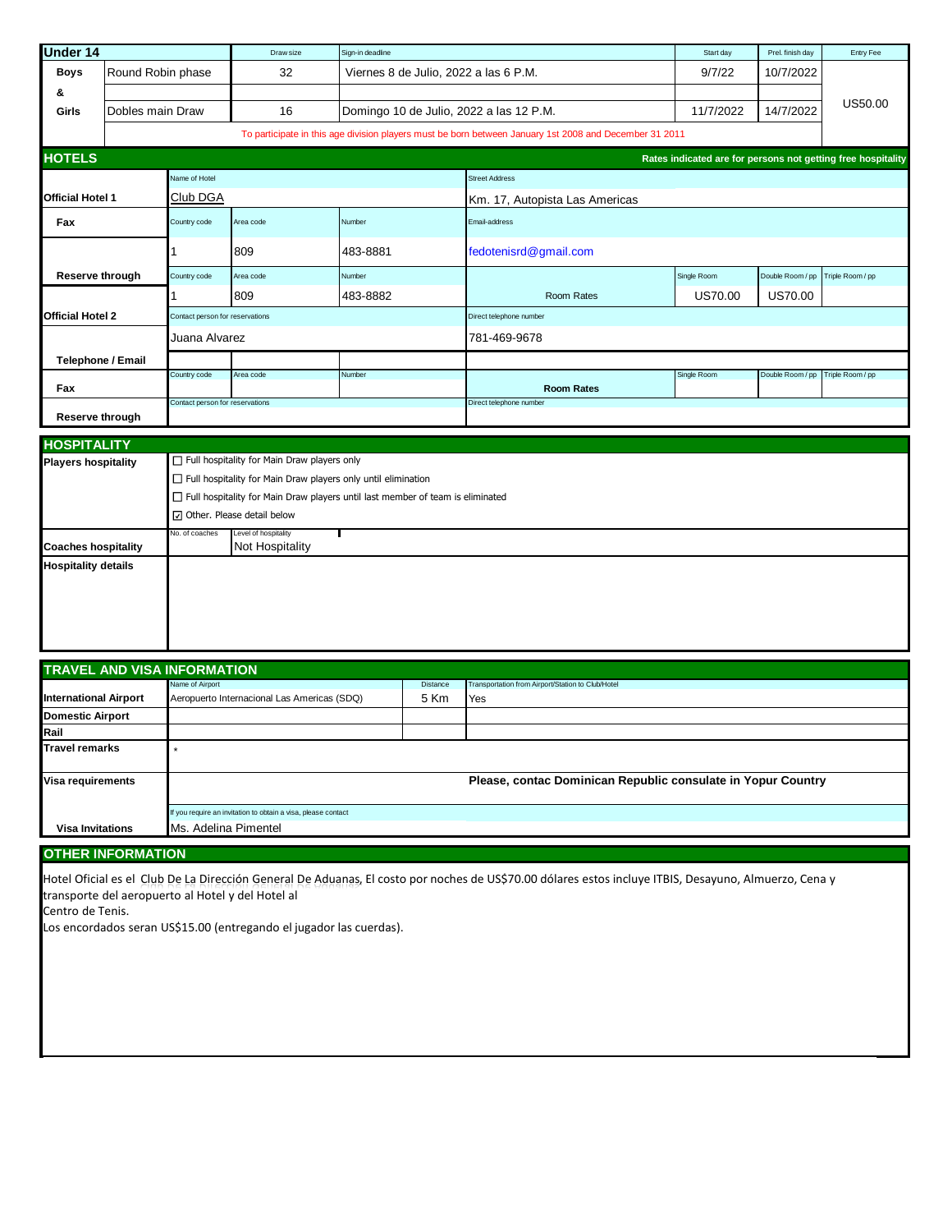## Under 14

| Under 14 | | Draw size | Sign-in deadline | Start day | Prel. finish day | Entry Fee |
|---|---|---|---|---|---|---|
| Boys & Girls | Round Robin phase | 32 | Viernes 8 de Julio, 2022 a las 6 P.M. | 9/7/22 | 10/7/2022 | US50.00 |
| | Dobles main Draw | 16 | Domingo 10 de Julio, 2022 a las 12 P.M. | 11/7/2022 | 14/7/2022 | |

To participate in this age division players must be born between January 1st 2008 and December 31 2011

## HOTELS

Rates indicated are for persons not getting free hospitality

| | | | | | | | |
|---|---|---|---|---|---|---|---|
| **Official Hotel 1** | Name of Hotel: Club DGA | | | Street Address: Km. 17, Autopista Las Americas | | | |
| **Fax** | Country code: 1 | Area code: 809 | Number: 483-8881 | Email-address: fedotenisrd@gmail.com | | | |
| **Reserve through** | Country code: 1 | Area code: 809 | Number: 483-8882 | Room Rates | Single Room: US70.00 | Double Room / pp: US70.00 | Triple Room / pp: |
| **Official Hotel 2** | Contact person for reservations: Juana Alvarez | | | Direct telephone number: 781-469-9678 | | | |
| **Telephone / Email** | | | | | | | |
| **Fax** | Country code: | Area code: | Number: | Room Rates | Single Room: | Double Room / pp: | Triple Room / pp: |
| **Reserve through** | Contact person for reservations: | | | Direct telephone number: | | | |

## HOSPITALITY

**Players hospitality**

- ☐ Full hospitality for Main Draw players only
- ☐ Full hospitality for Main Draw players only until elimination
- ☐ Full hospitality for Main Draw players until last member of team is eliminated
- ☑ Other. Please detail below

| **Coaches hospitality** | No. of coaches: | Level of hospitality: Not Hospitality |
|---|---|---|

**Hospitality details**

## TRAVEL AND VISA INFORMATION

| | Name of Airport | Distance | Transportation from Airport/Station to Club/Hotel |
|---|---|---|---|
| **International Airport** | Aeropuerto Internacional Las Americas (SDQ) | 5 Km | Yes |
| **Domestic Airport** | | | |
| **Rail** | | | |

**Travel remarks**: *

**Visa requirements**: Please, contac Dominican Republic consulate in Yopur Country

**Visa Invitations**: If you require an invitation to obtain a visa, please contact: Ms. Adelina Pimentel

## OTHER INFORMATION

Hotel Oficial es el Club De La Dirección General De Aduanas, El costo por noches de US$70.00 dólares estos incluye ITBIS, Desayuno, Almuerzo, Cena y transporte del aeropuerto al Hotel y del Hotel al
Centro de Tenis.
Los encordados seran US$15.00 (entregando el jugador las cuerdas).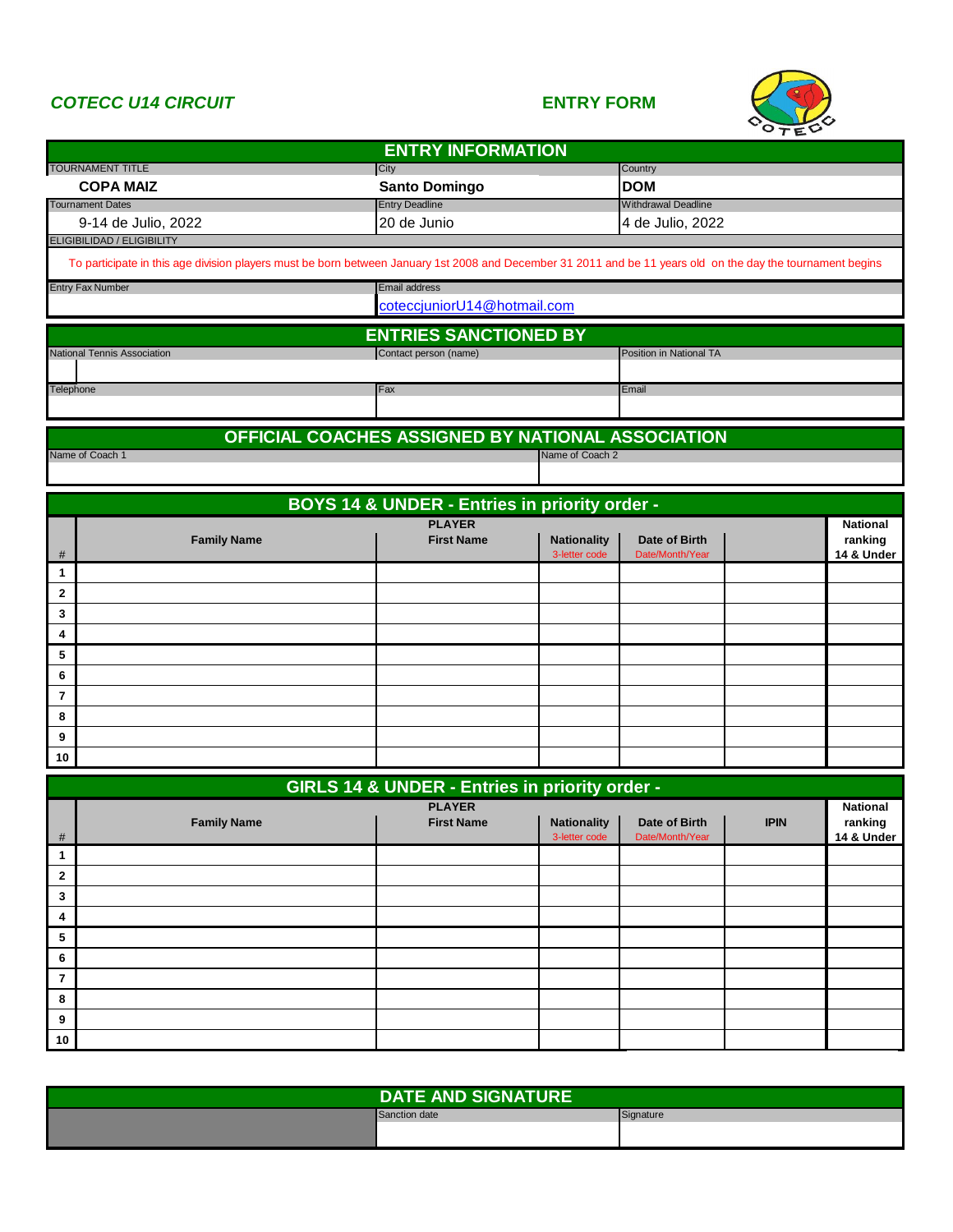*COTECC U14 CIRCUIT* **ENTRY FORM**

## ENTRY INFORMATION

| TOURNAMENT TITLE | City | Country |
|---|---|---|
| **COPA MAIZ** | **Santo Domingo** | **DOM** |
| Tournament Dates | Entry Deadline | Withdrawal Deadline |
| 9-14 de Julio, 2022 | 20 de Junio | 4 de Julio, 2022 |

ELIGIBILIDAD / ELIGIBILITY

To participate in this age division players must be born between January 1st 2008 and December 31 2011 and be 11 years old on the day the tournament begins

| Entry Fax Number | Email address |
|---|---|
| | coteccjuniorU14@hotmail.com |

## ENTRIES SANCTIONED BY

| National Tennis Association | Contact person (name) | Position in National TA |
|---|---|---|
| | | |
| Telephone | Fax | Email |
| | | |

## OFFICIAL COACHES ASSIGNED BY NATIONAL ASSOCIATION

| Name of Coach 1 | Name of Coach 2 |
|---|---|
| | |

## BOYS 14 & UNDER - Entries in priority order -

| # | Family Name | PLAYER First Name | Nationality 3-letter code | Date of Birth Date/Month/Year | | National ranking 14 & Under |
|---|---|---|---|---|---|---|
| 1 | | | | | | |
| 2 | | | | | | |
| 3 | | | | | | |
| 4 | | | | | | |
| 5 | | | | | | |
| 6 | | | | | | |
| 7 | | | | | | |
| 8 | | | | | | |
| 9 | | | | | | |
| 10 | | | | | | |

## GIRLS 14 & UNDER - Entries in priority order -

| # | Family Name | PLAYER First Name | Nationality 3-letter code | Date of Birth Date/Month/Year | IPIN | National ranking 14 & Under |
|---|---|---|---|---|---|---|
| 1 | | | | | | |
| 2 | | | | | | |
| 3 | | | | | | |
| 4 | | | | | | |
| 5 | | | | | | |
| 6 | | | | | | |
| 7 | | | | | | |
| 8 | | | | | | |
| 9 | | | | | | |
| 10 | | | | | | |

## DATE AND SIGNATURE

| | Sanction date | Signature |
|---|---|---|
| | | |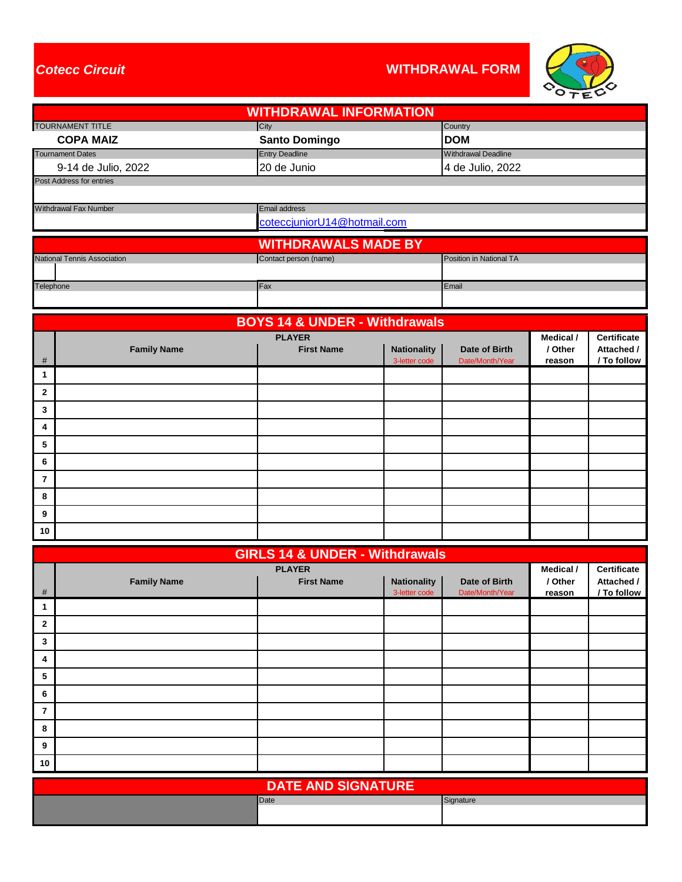*Cotecc Circuit*

**WITHDRAWAL FORM**

## WITHDRAWAL INFORMATION

| TOURNAMENT TITLE | City | Country |
|---|---|---|
| **COPA MAIZ** | **Santo Domingo** | **DOM** |
| Tournament Dates | Entry Deadline | Withdrawal Deadline |
| 9-14 de Julio, 2022 | 20 de Junio | 4 de Julio, 2022 |
| Post Address for entries | | |
| | | |
| Withdrawal Fax Number | Email address | |
| | coteccjuniorU14@hotmail.com | |

## WITHDRAWALS MADE BY

| National Tennis Association | Contact person (name) | Position in National TA |
|---|---|---|
| | | |
| Telephone | Fax | Email |
| | | |

## BOYS 14 & UNDER - Withdrawals

| # | PLAYER Family Name | First Name | Nationality 3-letter code | Date of Birth Date/Month/Year | Medical / / Other reason | Certificate Attached / / To follow |
|---|---|---|---|---|---|---|
| 1 | | | | | | |
| 2 | | | | | | |
| 3 | | | | | | |
| 4 | | | | | | |
| 5 | | | | | | |
| 6 | | | | | | |
| 7 | | | | | | |
| 8 | | | | | | |
| 9 | | | | | | |
| 10 | | | | | | |

## GIRLS 14 & UNDER - Withdrawals

| # | PLAYER Family Name | First Name | Nationality 3-letter code | Date of Birth Date/Month/Year | Medical / / Other reason | Certificate Attached / / To follow |
|---|---|---|---|---|---|---|
| 1 | | | | | | |
| 2 | | | | | | |
| 3 | | | | | | |
| 4 | | | | | | |
| 5 | | | | | | |
| 6 | | | | | | |
| 7 | | | | | | |
| 8 | | | | | | |
| 9 | | | | | | |
| 10 | | | | | | |

## DATE AND SIGNATURE

| | Date | Signature |
|---|---|---|
| | | |